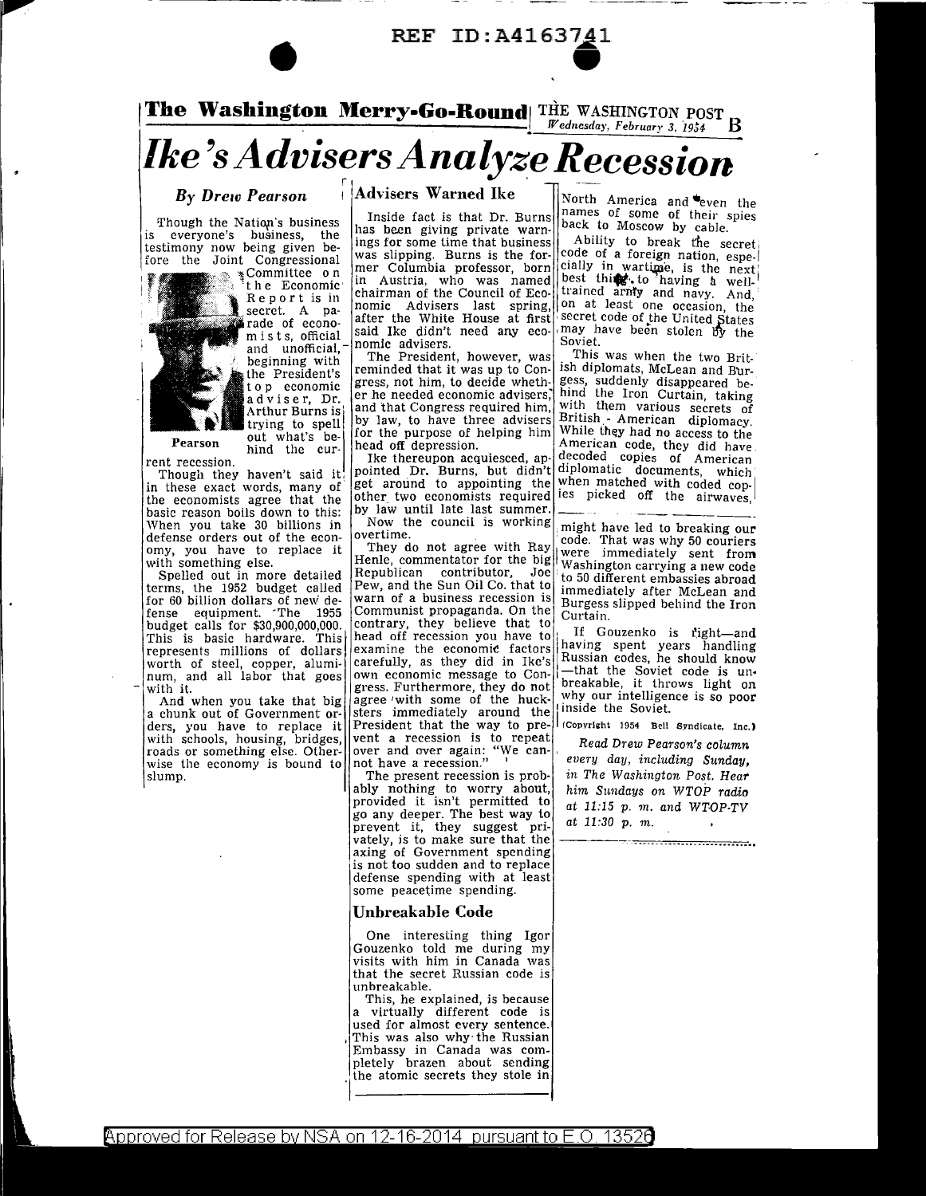REF ID:A4163741

**The Washington Merry-Go-Round** THE WASHINGTON POST Wednesday, February 3, 1954 B

# Ike's Advisers Analyze Recession

*By Drew Pearson*

Though the Nation's business is everyone's business, the testimony now being given before the Joint Congressional Committee on the Economic Report is in secret. A parade of economists, official and unofficial, beginning with the President's top economic adviser, Dr. Arthur Burns is trying to spell out what's behind the current recession.

Pearson

Though they haven't said it in these exact words, many of the economists agree that the basic reason boils down to this: When you take 30 billions in defense orders out of the economy, you have to replace it with something else.

Spelled out in more detailed terms, the 1952 budget called for 60 billion dollars of new defense equipment. The 1955 budget calls for $30,900,000,000. This is basic hardware. This represents millions of dollars worth of steel, copper, aluminum, and all labor that goes with it.

And when you take that big a chunk out of Government orders, you have to replace it with schools, housing, bridges, roads or something else. Otherwise the economy is bound to slump.

## Advisers Warned Ike

Inside fact is that Dr. Burns has been giving private warnings for some time that business was slipping. Burns is the former Columbia professor, born in Austria, who was named chairman of the Council of Economic Advisers last spring, after the White House at first said Ike didn't need any economic advisers.

The President, however, was reminded that it was up to Congress, not him, to decide whether he needed economic advisers, and that Congress required him, by law, to have three advisers for the purpose of helping him head off depression.

Ike thereupon acquiesced, appointed Dr. Burns, but didn't get around to appointing the other two economists required by law until late last summer.

Now the council is working overtime.

They do not agree with Ray Henle, commentator for the big Republican contributor, Joe Pew, and the Sun Oil Co. that to warn of a business recession is Communist propaganda. On the contrary, they believe that to head off recession you have to examine the economic factors carefully, as they did in Ike's own economic message to Congress. Furthermore, they do not agree with some of the hucksters immediately around the President that the way to prevent a recession is to repeat over and over again: "We cannot have a recession."

The present recession is probably nothing to worry about, provided it isn't permitted to go any deeper. The best way to prevent it, they suggest privately, is to make sure that the axing of Government spending is not too sudden and to replace defense spending with at least some peacetime spending.

## Unbreakable Code

One interesting thing Igor Gouzenko told me during my visits with him in Canada was that the secret Russian code is unbreakable.

This, he explained, is because a virtually different code is used for almost every sentence. This was also why the Russian Embassy in Canada was completely brazen about sending the atomic secrets they stole in North America and even the names of some of their spies back to Moscow by cable.

Ability to break the secret code of a foreign nation, especially in wartime, is the next best thing to having a well-trained army and navy. And, on at least one occasion, the secret code of the United States may have been stolen by the Soviet.

This was when the two British diplomats, McLean and Burgess, suddenly disappeared behind the Iron Curtain, taking with them various secrets of British - American diplomacy. While they had no access to the American code, they did have decoded copies of American diplomatic documents, which when matched with coded copies picked off the airwaves, might have led to breaking our code. That was why 50 couriers were immediately sent from Washington carrying a new code to 50 different embassies abroad immediately after McLean and Burgess slipped behind the Iron Curtain.

If Gouzenko is right—and having spent years handling Russian codes, he should know—that the Soviet code is unbreakable, it throws light on why our intelligence is so poor inside the Soviet.

(Copyright 1954 Bell Syndicate, Inc.)

*Read Drew Pearson's column every day, including Sunday, in The Washington Post. Hear him Sundays on WTOP radio at 11:15 p. m. and WTOP-TV at 11:30 p. m.*

Approved for Release by NSA on 12-16-2014 pursuant to E.O. 13526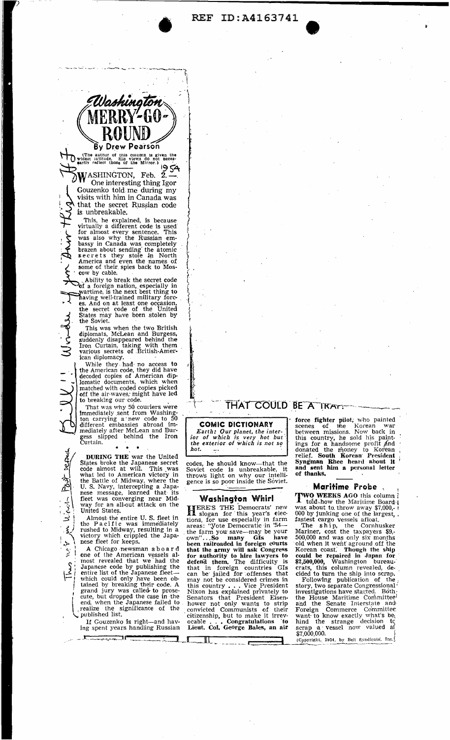REF ID:A4163741

# Washington MERRY-GO-ROUND

**By Drew Pearson**

(The author of this column is given the widest latitude. His views do not necessarily reflect those of the Mirror.)

1954

WASHINGTON, Feb. 2.— One interesting thing Igor Gouzenko told me during my visits with him in Canada was that the secret Russian code is unbreakable.

This, he explained, is because virtually a different code is used for almost every sentence. This was also why the Russian embassy in Canada was completely brazen about sending the atomic secrets they stole in North America and even the names of some of their spies back to Moscow by cable.

Ability to break the secret code of a foreign nation, especially in wartime, is the next best thing to having well-trained military forces. And on at least one occasion, the secret code of the United States may have been stolen by the Soviet.

This was when the two British diplomats, McLean and Burgess, suddenly disappeared behind the Iron Curtain, taking with them various secrets of British-American diplomacy.

While they had no access to the American code, they did have decoded copies of American diplomatic documents, which when matched with coded copies picked off the air-waves, might have led to breaking our code.

That was why 50 couriers were immediately sent from Washington carrying a new code to 50 different embassies abroad immediately after McLean and Burgess slipped behind the Iron Curtain.

\* \* \*

**DURING THE** war the United States broke the Japanese secret code almost at will. This was what led to American victory in the Battle of Midway, where the U. S. Navy, intercepting a Japanese message, learned that its fleet was converging near Midway for an all-out attack on the United States.

Almost the entire U. S. fleet in the Pacific was immediately rushed to Midway, resulting in a victory which crippled the Japanese fleet for keeps.

A Chicago newsman aboard one of the American vessels almost revealed that we had the Japanese code by publishing the entire list of the Japanese fleet—which could only have been obtained by breaking their code. A grand jury was called to prosecute, but dropped the case in the end, when the Japanese failed to realize the significance of the published list.

If Gouzenko is right—and having spent years handling Russian codes, he should know—that the Soviet code is unbreakable, it throws light on why our intelligence is so poor inside the Soviet.

THAT COULD BE A TRAP

**COMIC DICTIONARY**

*Earth: Our planet, the interior of which is very hot but the exterior of which is not so hot.*

## Washington Whirl

HERE'S THE Democrats' new slogan for this year's elections, for use especially in farm areas: "Vote Democratic in '54—the farm you save—may be your own"... **So many GIs have been railroaded in foreign courts that the army will ask Congress for authority to hire lawyers to defend them.** The difficulty is that in foreign countries GIs can be jailed for offenses that may not be considered crimes in this country ... Vice President Nixon has explained privately to Senators that President Eisenhower not only wants to strip convicted Communists of their citizenship, but to make it irrevocable ... **Congratulations to Lieut. Col. George Bales, an air force fighter pilot,** who painted scenes of the Korean war between missions. Now back in this country, he sold his paintings for a handsome profit and donated the money to Korean relief. **South Korean President Syngman Rhee heard about it and sent him a personal letter of thanks.**

## Maritime Probe

TWO WEEKS AGO this column told how the Maritime Board was about to throw away $7,000,000 by junking one of the largest, fastest cargo vessels afloat.

The ship, the Cornhusker Mariner, cost the taxpayers $9,500,000 and was only six months old when it went aground off the Korean coast. **Though the ship could be repaired in Japan for $2,500,000,** Washington bureaucrats, this column revealed, decided to turn the ship into scrap.

Following publication of the story, two separate Congressional investigations have started. Both the House Maritime Committee and the Senate Interstate and Foreign Commerce Committee want to know exactly what's behind the strange decision to scrap a vessel now valued at $7,000,000.

(Copyright, 1954, by Bell Syndicate, Inc.)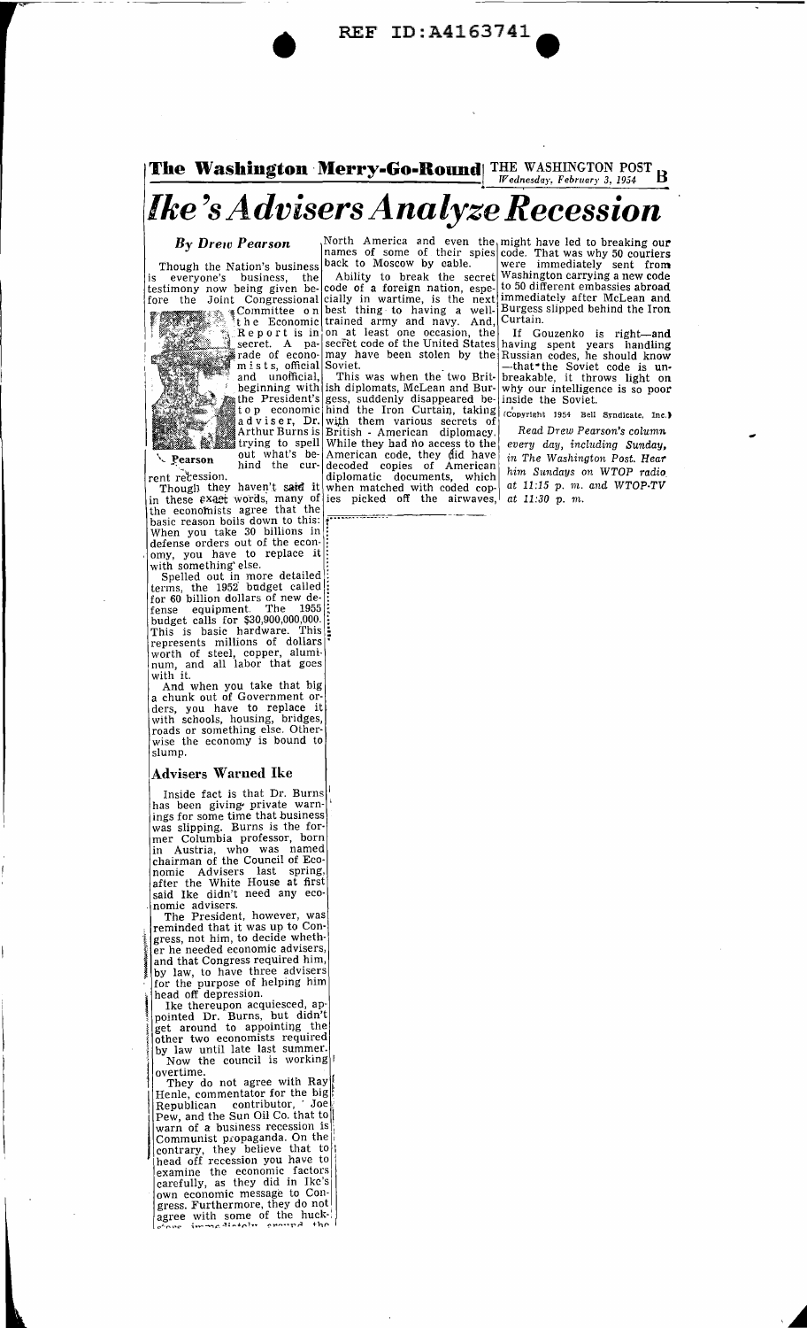REF ID:A4163741

**The Washington Merry-Go-Round** THE WASHINGTON POST Wednesday, February 3, 1954 B

# Ike's Advisers Analyze Recession

## By Drew Pearson

Though the Nation's business is everyone's business, the testimony now being given before the Joint Congressional Committee on the Economic Report is in secret. A parade of economists, official and unofficial, beginning with the President's top economic adviser, Dr. Arthur Burns is trying to spell out what's behind the current recession.

Pearson

Though they haven't said it in these exact words, many of the economists agree that the basic reason boils down to this: When you take 30 billions in defense orders out of the economy, you have to replace it with something else.

Spelled out in more detailed terms, the 1952 budget called for 60 billion dollars of new defense equipment. The 1955 budget calls for $30,900,000,000. This is basic hardware. This represents millions of dollars worth of steel, copper, aluminum, and all labor that goes with it.

And when you take that big a chunk out of Government orders, you have to replace it with schools, housing, bridges, roads or something else. Otherwise the economy is bound to slump.

### Advisers Warned Ike

Inside fact is that Dr. Burns has been giving private warnings for some time that business was slipping. Burns is the former Columbia professor, born in Austria, who was named chairman of the Council of Economic Advisers last spring, after the White House at first said Ike didn't need any economic advisers.

The President, however, was reminded that it was up to Congress, not him, to decide whether he needed economic advisers, and that Congress required him, by law, to have three advisers for the purpose of helping him head off depression.

Ike thereupon acquiesced, appointed Dr. Burns, but didn't get around to appointing the other two economists required by law until late last summer.

Now the council is working overtime.

They do not agree with Ray Henle, commentator for the big Republican contributor, Joe Pew, and the Sun Oil Co. that to warn of a business recession is Communist propaganda. On the contrary, they believe that to head off recession you have to examine the economic factors carefully, as they did in Ike's own economic message to Congress. Furthermore, they do not agree with some of the huck-sters immediately around the

North America and even the names of some of their spies back to Moscow by cable.

Ability to break the secret code of a foreign nation, especially in wartime, is the next best thing to having a well-trained army and navy. And, on at least one occasion, the secret code of the United States may have been stolen by the Soviet.

This was when the two British diplomats, McLean and Burgess, suddenly disappeared behind the Iron Curtain, taking with them various secrets of British - American diplomacy. While they had no access to the American code, they did have decoded copies of American diplomatic documents, which when matched with coded copies picked off the airwaves, might have led to breaking our code. That was why 50 couriers were immediately sent from Washington carrying a new code to 50 different embassies abroad immediately after McLean and Burgess slipped behind the Iron Curtain.

If Gouzenko is right—and having spent years handling Russian codes, he should know—that the Soviet code is unbreakable, it throws light on why our intelligence is so poor inside the Soviet.

(Copyright 1954 Bell Syndicate, Inc.)

*Read Drew Pearson's column every day, including Sunday, in The Washington Post. Hear him Sundays on WTOP radio at 11:15 p. m. and WTOP-TV at 11:30 p. m.*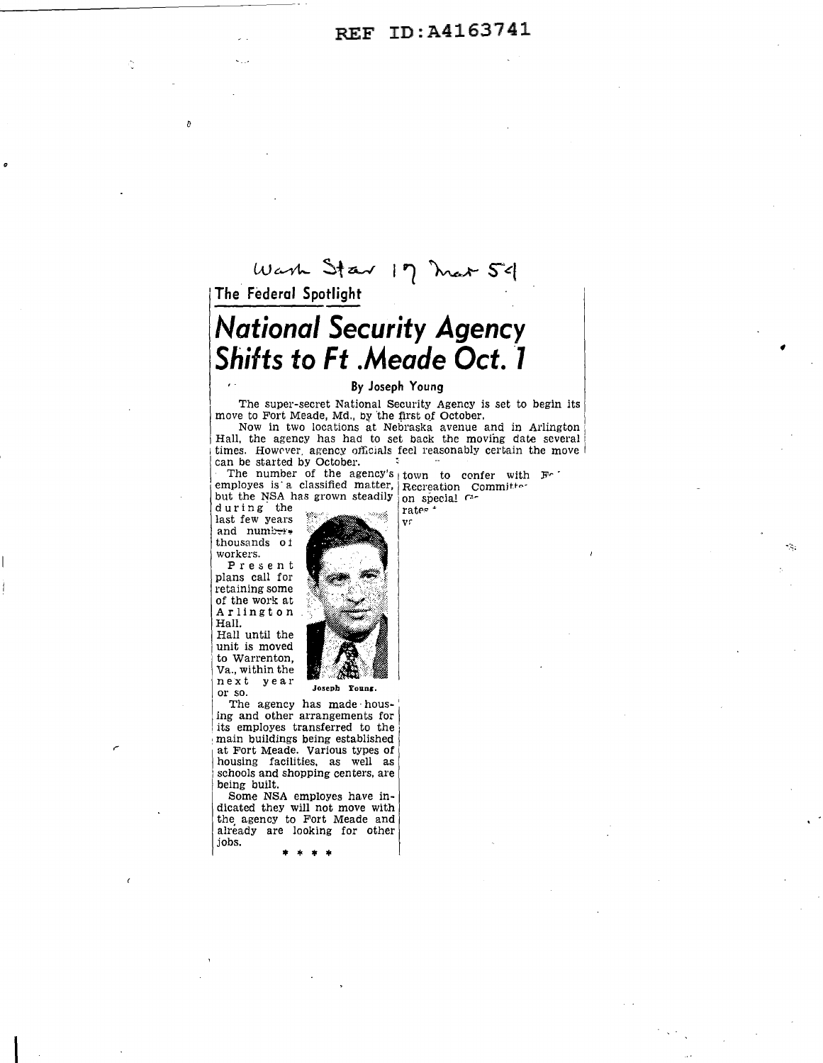REF ID:A4163741

Wash Star 17 Mar 54

The Federal Spotlight

# National Security Agency Shifts to Ft .Meade Oct. 1

**By Joseph Young**

The super-secret National Security Agency is set to begin its move to Fort Meade, Md., by the first of October.

Now in two locations at Nebraska avenue and in Arlington Hall, the agency has had to set back the moving date several times. However, agency officials feel reasonably certain the move can be started by October.

The number of the agency's employes is a classified matter, but the NSA has grown steadily during the last few years and numbers thousands of workers.

Present plans call for retaining some of the work at Arlington Hall.

Hall until the unit is moved to Warrenton, Va., within the next year or so.

Joseph Young.

The agency has made housing and other arrangements for its employes transferred to the main buildings being established at Fort Meade. Various types of housing facilities, as well as schools and shopping centers, are being built.

Some NSA employes have indicated they will not move with the agency to Fort Meade and already are looking for other jobs.

\* \* \* \*

town to confer with Fe Recreation Committe on special G rates vr